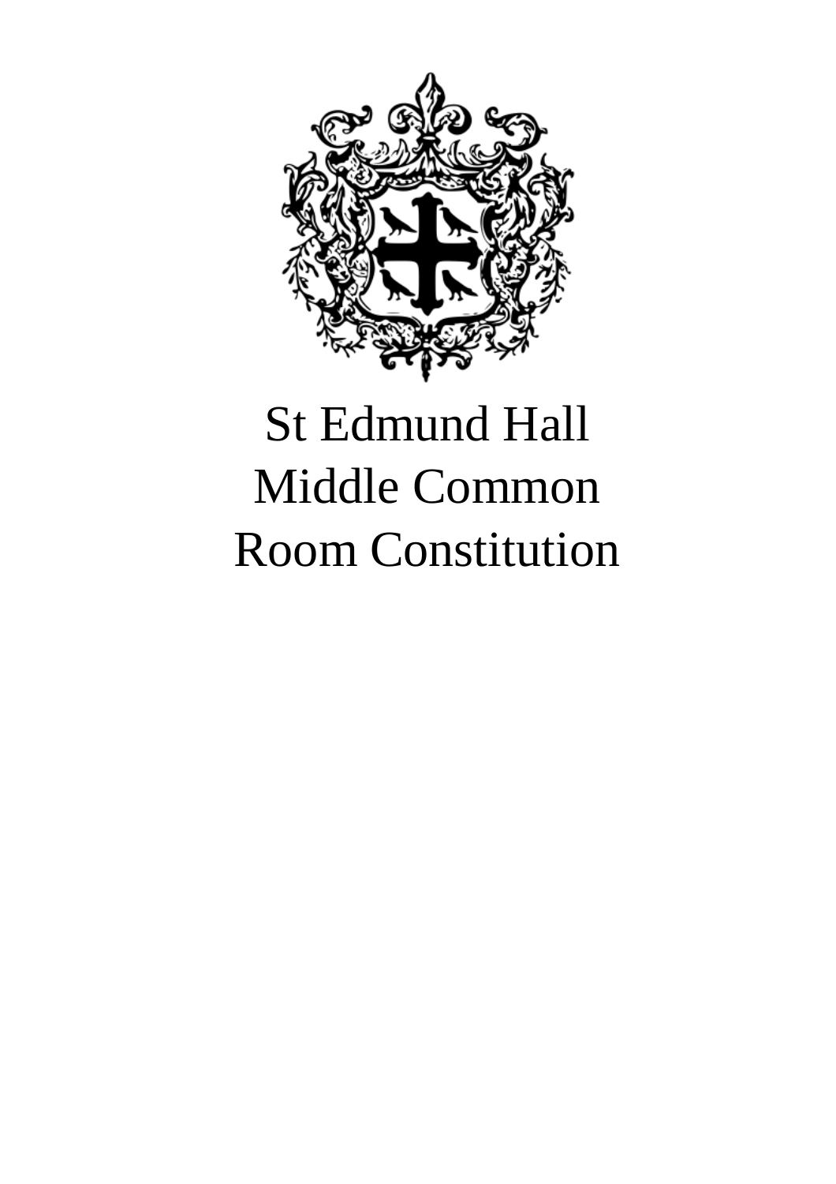# St Edmund Hall Middle Common Room Constitution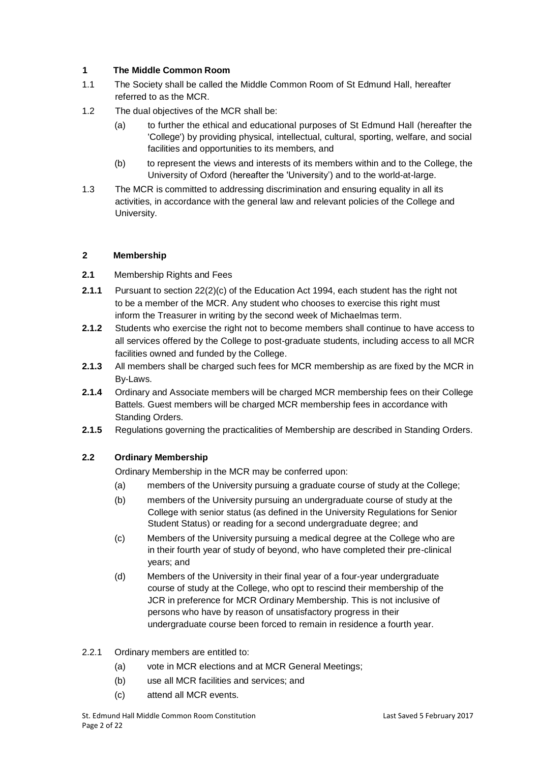## 1 The Middle Common Room

1.1 The Society shall be called the Middle Common Room of St Edmund Hall, hereafter referred to as the MCR.

1.2 The dual objectives of the MCR shall be:

(a) to further the ethical and educational purposes of St Edmund Hall (hereafter the 'College') by providing physical, intellectual, cultural, sporting, welfare, and social facilities and opportunities to its members, and

(b) to represent the views and interests of its members within and to the College, the University of Oxford (hereafter the 'University') and to the world-at-large.

1.3 The MCR is committed to addressing discrimination and ensuring equality in all its activities, in accordance with the general law and relevant policies of the College and University.

## 2 Membership

**2.1** Membership Rights and Fees

**2.1.1** Pursuant to section 22(2)(c) of the Education Act 1994, each student has the right not to be a member of the MCR. Any student who chooses to exercise this right must inform the Treasurer in writing by the second week of Michaelmas term.

**2.1.2** Students who exercise the right not to become members shall continue to have access to all services offered by the College to post-graduate students, including access to all MCR facilities owned and funded by the College.

**2.1.3** All members shall be charged such fees for MCR membership as are fixed by the MCR in By-Laws.

**2.1.4** Ordinary and Associate members will be charged MCR membership fees on their College Battels. Guest members will be charged MCR membership fees in accordance with Standing Orders.

**2.1.5** Regulations governing the practicalities of Membership are described in Standing Orders.

### 2.2 Ordinary Membership

Ordinary Membership in the MCR may be conferred upon:

(a) members of the University pursuing a graduate course of study at the College;

(b) members of the University pursuing an undergraduate course of study at the College with senior status (as defined in the University Regulations for Senior Student Status) or reading for a second undergraduate degree; and

(c) Members of the University pursuing a medical degree at the College who are in their fourth year of study of beyond, who have completed their pre-clinical years; and

(d) Members of the University in their final year of a four-year undergraduate course of study at the College, who opt to rescind their membership of the JCR in preference for MCR Ordinary Membership. This is not inclusive of persons who have by reason of unsatisfactory progress in their undergraduate course been forced to remain in residence a fourth year.

2.2.1 Ordinary members are entitled to:

(a) vote in MCR elections and at MCR General Meetings;

(b) use all MCR facilities and services; and

(c) attend all MCR events.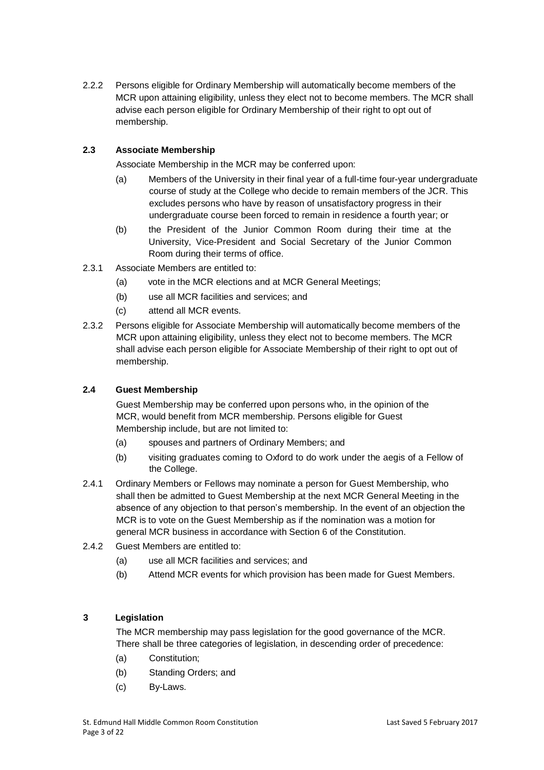2.2.2 Persons eligible for Ordinary Membership will automatically become members of the MCR upon attaining eligibility, unless they elect not to become members. The MCR shall advise each person eligible for Ordinary Membership of their right to opt out of membership.

### 2.3 Associate Membership

Associate Membership in the MCR may be conferred upon:

(a) Members of the University in their final year of a full-time four-year undergraduate course of study at the College who decide to remain members of the JCR. This excludes persons who have by reason of unsatisfactory progress in their undergraduate course been forced to remain in residence a fourth year; or

(b) the President of the Junior Common Room during their time at the University, Vice-President and Social Secretary of the Junior Common Room during their terms of office.

2.3.1 Associate Members are entitled to:

(a) vote in the MCR elections and at MCR General Meetings;

(b) use all MCR facilities and services; and

(c) attend all MCR events.

2.3.2 Persons eligible for Associate Membership will automatically become members of the MCR upon attaining eligibility, unless they elect not to become members. The MCR shall advise each person eligible for Associate Membership of their right to opt out of membership.

### 2.4 Guest Membership

Guest Membership may be conferred upon persons who, in the opinion of the MCR, would benefit from MCR membership. Persons eligible for Guest Membership include, but are not limited to:

(a) spouses and partners of Ordinary Members; and

(b) visiting graduates coming to Oxford to do work under the aegis of a Fellow of the College.

2.4.1 Ordinary Members or Fellows may nominate a person for Guest Membership, who shall then be admitted to Guest Membership at the next MCR General Meeting in the absence of any objection to that person's membership. In the event of an objection the MCR is to vote on the Guest Membership as if the nomination was a motion for general MCR business in accordance with Section 6 of the Constitution.

2.4.2 Guest Members are entitled to:

(a) use all MCR facilities and services; and

(b) Attend MCR events for which provision has been made for Guest Members.

## 3 Legislation

The MCR membership may pass legislation for the good governance of the MCR. There shall be three categories of legislation, in descending order of precedence:

(a) Constitution;

(b) Standing Orders; and

(c) By-Laws.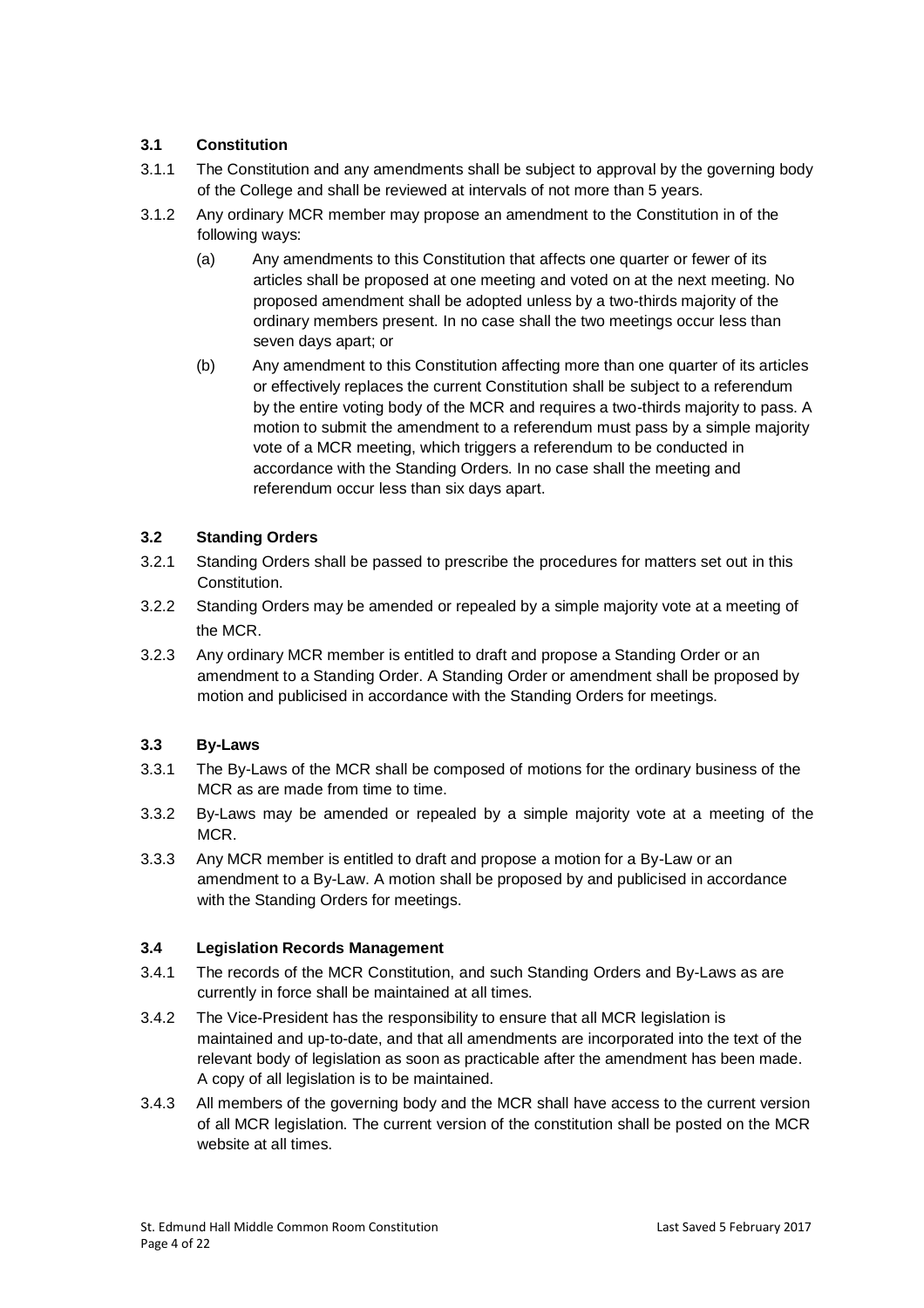### 3.1 Constitution

3.1.1 The Constitution and any amendments shall be subject to approval by the governing body of the College and shall be reviewed at intervals of not more than 5 years.

3.1.2 Any ordinary MCR member may propose an amendment to the Constitution in of the following ways:

(a) Any amendments to this Constitution that affects one quarter or fewer of its articles shall be proposed at one meeting and voted on at the next meeting. No proposed amendment shall be adopted unless by a two-thirds majority of the ordinary members present. In no case shall the two meetings occur less than seven days apart; or

(b) Any amendment to this Constitution affecting more than one quarter of its articles or effectively replaces the current Constitution shall be subject to a referendum by the entire voting body of the MCR and requires a two-thirds majority to pass. A motion to submit the amendment to a referendum must pass by a simple majority vote of a MCR meeting, which triggers a referendum to be conducted in accordance with the Standing Orders. In no case shall the meeting and referendum occur less than six days apart.

### 3.2 Standing Orders

3.2.1 Standing Orders shall be passed to prescribe the procedures for matters set out in this Constitution.

3.2.2 Standing Orders may be amended or repealed by a simple majority vote at a meeting of the MCR.

3.2.3 Any ordinary MCR member is entitled to draft and propose a Standing Order or an amendment to a Standing Order. A Standing Order or amendment shall be proposed by motion and publicised in accordance with the Standing Orders for meetings.

### 3.3 By-Laws

3.3.1 The By-Laws of the MCR shall be composed of motions for the ordinary business of the MCR as are made from time to time.

3.3.2 By-Laws may be amended or repealed by a simple majority vote at a meeting of the MCR.

3.3.3 Any MCR member is entitled to draft and propose a motion for a By-Law or an amendment to a By-Law. A motion shall be proposed by and publicised in accordance with the Standing Orders for meetings.

### 3.4 Legislation Records Management

3.4.1 The records of the MCR Constitution, and such Standing Orders and By-Laws as are currently in force shall be maintained at all times.

3.4.2 The Vice-President has the responsibility to ensure that all MCR legislation is maintained and up-to-date, and that all amendments are incorporated into the text of the relevant body of legislation as soon as practicable after the amendment has been made. A copy of all legislation is to be maintained.

3.4.3 All members of the governing body and the MCR shall have access to the current version of all MCR legislation. The current version of the constitution shall be posted on the MCR website at all times.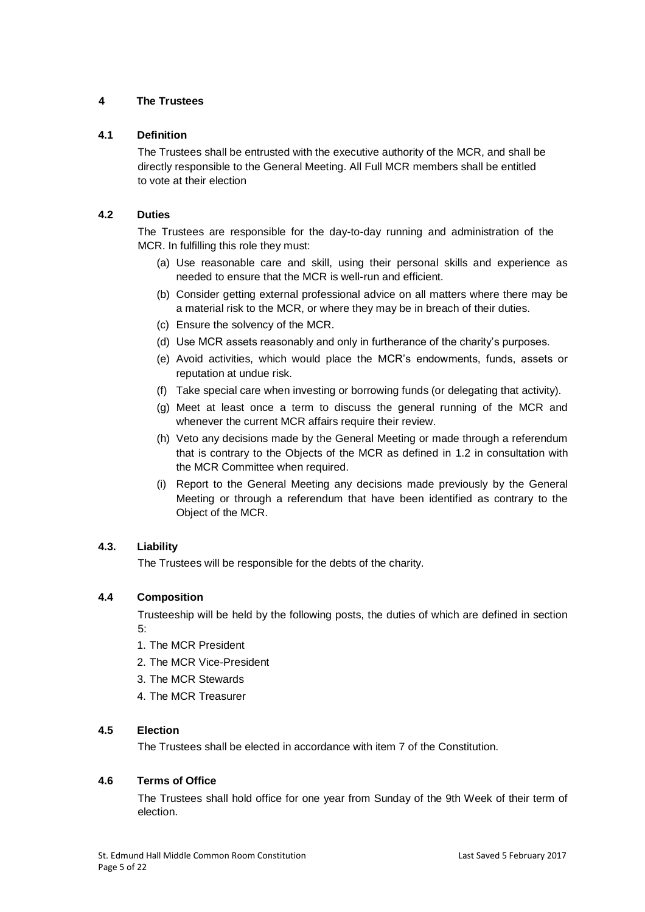## 4 The Trustees

### 4.1 Definition

The Trustees shall be entrusted with the executive authority of the MCR, and shall be directly responsible to the General Meeting. All Full MCR members shall be entitled to vote at their election

### 4.2 Duties

The Trustees are responsible for the day-to-day running and administration of the MCR. In fulfilling this role they must:

(a) Use reasonable care and skill, using their personal skills and experience as needed to ensure that the MCR is well-run and efficient.

(b) Consider getting external professional advice on all matters where there may be a material risk to the MCR, or where they may be in breach of their duties.

(c) Ensure the solvency of the MCR.

(d) Use MCR assets reasonably and only in furtherance of the charity's purposes.

(e) Avoid activities, which would place the MCR's endowments, funds, assets or reputation at undue risk.

(f) Take special care when investing or borrowing funds (or delegating that activity).

(g) Meet at least once a term to discuss the general running of the MCR and whenever the current MCR affairs require their review.

(h) Veto any decisions made by the General Meeting or made through a referendum that is contrary to the Objects of the MCR as defined in 1.2 in consultation with the MCR Committee when required.

(i) Report to the General Meeting any decisions made previously by the General Meeting or through a referendum that have been identified as contrary to the Object of the MCR.

### 4.3. Liability

The Trustees will be responsible for the debts of the charity.

### 4.4 Composition

Trusteeship will be held by the following posts, the duties of which are defined in section 5:

1. The MCR President
2. The MCR Vice-President
3. The MCR Stewards
4. The MCR Treasurer

### 4.5 Election

The Trustees shall be elected in accordance with item 7 of the Constitution.

### 4.6 Terms of Office

The Trustees shall hold office for one year from Sunday of the 9th Week of their term of election.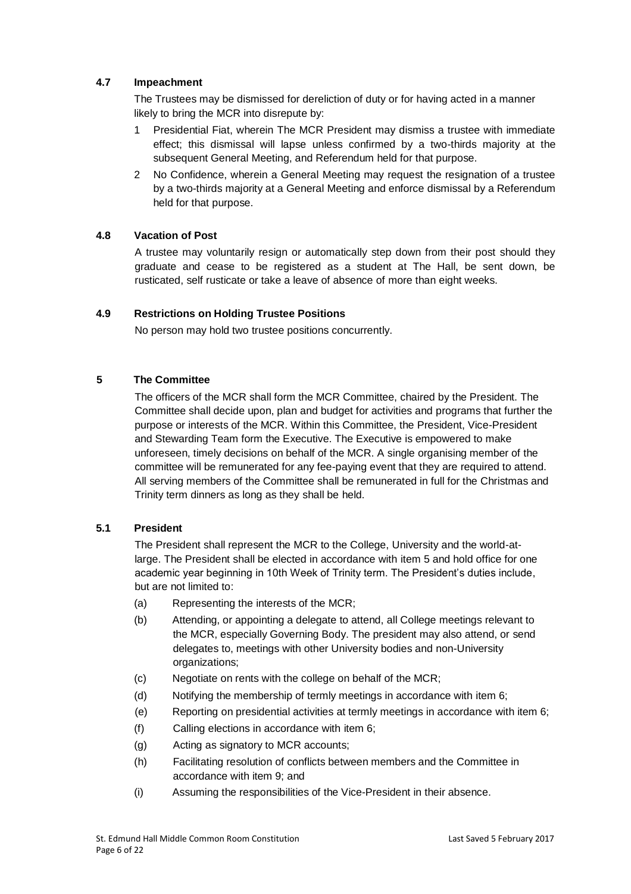### 4.7 Impeachment

The Trustees may be dismissed for dereliction of duty or for having acted in a manner likely to bring the MCR into disrepute by:

1. Presidential Fiat, wherein The MCR President may dismiss a trustee with immediate effect; this dismissal will lapse unless confirmed by a two-thirds majority at the subsequent General Meeting, and Referendum held for that purpose.
2. No Confidence, wherein a General Meeting may request the resignation of a trustee by a two-thirds majority at a General Meeting and enforce dismissal by a Referendum held for that purpose.

### 4.8 Vacation of Post

A trustee may voluntarily resign or automatically step down from their post should they graduate and cease to be registered as a student at The Hall, be sent down, be rusticated, self rusticate or take a leave of absence of more than eight weeks.

### 4.9 Restrictions on Holding Trustee Positions

No person may hold two trustee positions concurrently.

## 5 The Committee

The officers of the MCR shall form the MCR Committee, chaired by the President. The Committee shall decide upon, plan and budget for activities and programs that further the purpose or interests of the MCR. Within this Committee, the President, Vice-President and Stewarding Team form the Executive. The Executive is empowered to make unforeseen, timely decisions on behalf of the MCR. A single organising member of the committee will be remunerated for any fee-paying event that they are required to attend. All serving members of the Committee shall be remunerated in full for the Christmas and Trinity term dinners as long as they shall be held.

### 5.1 President

The President shall represent the MCR to the College, University and the world-at-large. The President shall be elected in accordance with item 5 and hold office for one academic year beginning in 10th Week of Trinity term. The President's duties include, but are not limited to:

- (a) Representing the interests of the MCR;
- (b) Attending, or appointing a delegate to attend, all College meetings relevant to the MCR, especially Governing Body. The president may also attend, or send delegates to, meetings with other University bodies and non-University organizations;
- (c) Negotiate on rents with the college on behalf of the MCR;
- (d) Notifying the membership of termly meetings in accordance with item 6;
- (e) Reporting on presidential activities at termly meetings in accordance with item 6;
- (f) Calling elections in accordance with item 6;
- (g) Acting as signatory to MCR accounts;
- (h) Facilitating resolution of conflicts between members and the Committee in accordance with item 9; and
- (i) Assuming the responsibilities of the Vice-President in their absence.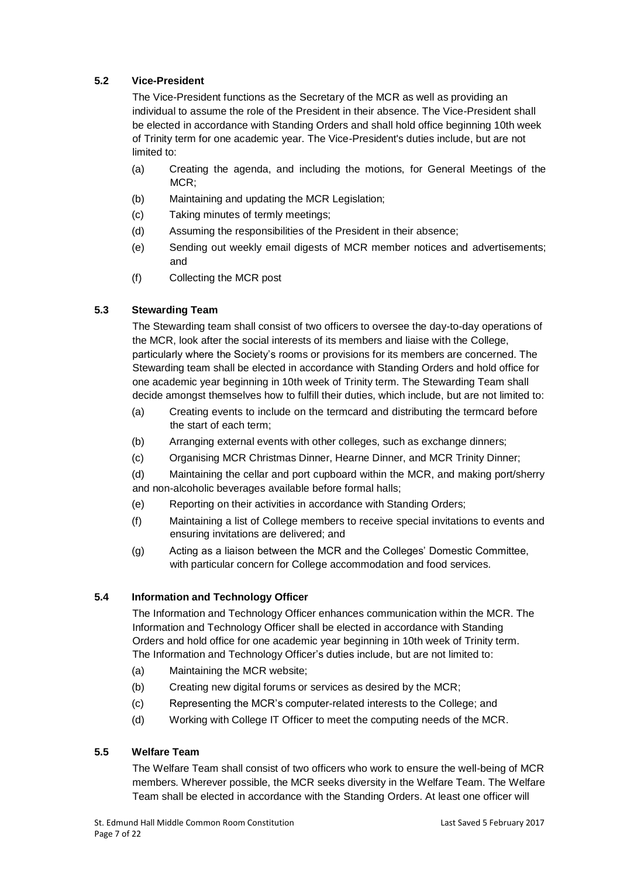### 5.2 Vice-President

The Vice-President functions as the Secretary of the MCR as well as providing an individual to assume the role of the President in their absence. The Vice-President shall be elected in accordance with Standing Orders and shall hold office beginning 10th week of Trinity term for one academic year. The Vice-President's duties include, but are not limited to:

- (a) Creating the agenda, and including the motions, for General Meetings of the MCR;
- (b) Maintaining and updating the MCR Legislation;
- (c) Taking minutes of termly meetings;
- (d) Assuming the responsibilities of the President in their absence;
- (e) Sending out weekly email digests of MCR member notices and advertisements; and
- (f) Collecting the MCR post

### 5.3 Stewarding Team

The Stewarding team shall consist of two officers to oversee the day-to-day operations of the MCR, look after the social interests of its members and liaise with the College, particularly where the Society's rooms or provisions for its members are concerned. The Stewarding team shall be elected in accordance with Standing Orders and hold office for one academic year beginning in 10th week of Trinity term. The Stewarding Team shall decide amongst themselves how to fulfill their duties, which include, but are not limited to:

- (a) Creating events to include on the termcard and distributing the termcard before the start of each term;
- (b) Arranging external events with other colleges, such as exchange dinners;
- (c) Organising MCR Christmas Dinner, Hearne Dinner, and MCR Trinity Dinner;
- (d) Maintaining the cellar and port cupboard within the MCR, and making port/sherry and non-alcoholic beverages available before formal halls;
- (e) Reporting on their activities in accordance with Standing Orders;
- (f) Maintaining a list of College members to receive special invitations to events and ensuring invitations are delivered; and
- (g) Acting as a liaison between the MCR and the Colleges' Domestic Committee, with particular concern for College accommodation and food services.

### 5.4 Information and Technology Officer

The Information and Technology Officer enhances communication within the MCR. The Information and Technology Officer shall be elected in accordance with Standing Orders and hold office for one academic year beginning in 10th week of Trinity term. The Information and Technology Officer's duties include, but are not limited to:

- (a) Maintaining the MCR website;
- (b) Creating new digital forums or services as desired by the MCR;
- (c) Representing the MCR's computer-related interests to the College; and
- (d) Working with College IT Officer to meet the computing needs of the MCR.

### 5.5 Welfare Team

The Welfare Team shall consist of two officers who work to ensure the well-being of MCR members. Wherever possible, the MCR seeks diversity in the Welfare Team. The Welfare Team shall be elected in accordance with the Standing Orders. At least one officer will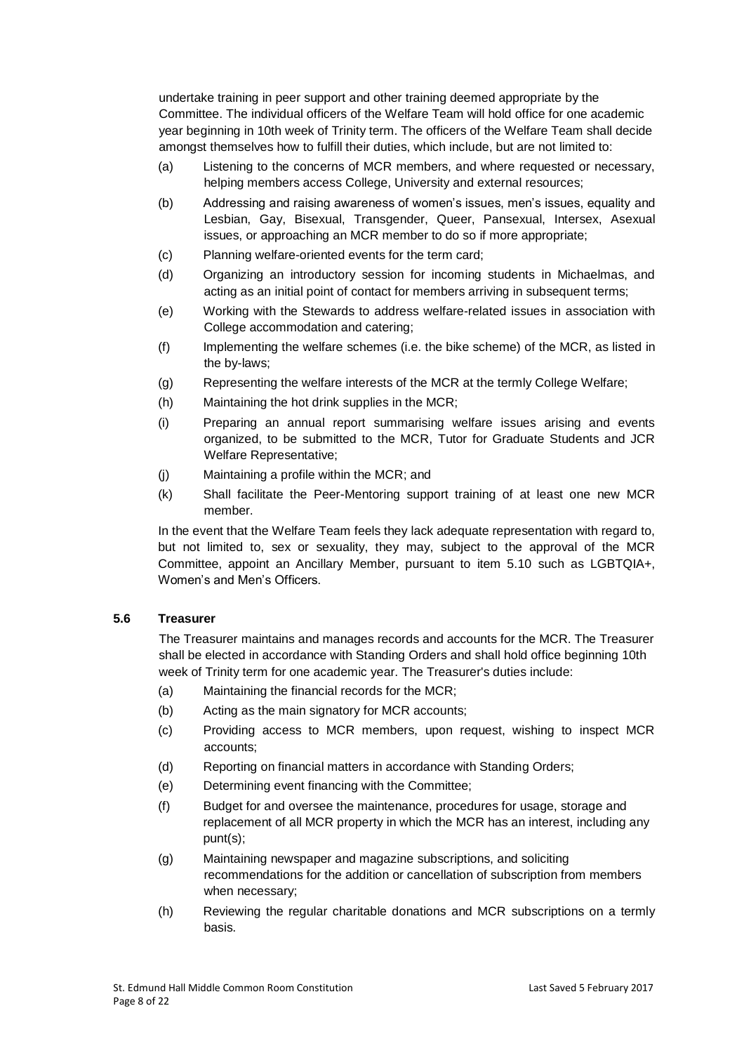undertake training in peer support and other training deemed appropriate by the Committee. The individual officers of the Welfare Team will hold office for one academic year beginning in 10th week of Trinity term. The officers of the Welfare Team shall decide amongst themselves how to fulfill their duties, which include, but are not limited to:

(a) Listening to the concerns of MCR members, and where requested or necessary, helping members access College, University and external resources;

(b) Addressing and raising awareness of women's issues, men's issues, equality and Lesbian, Gay, Bisexual, Transgender, Queer, Pansexual, Intersex, Asexual issues, or approaching an MCR member to do so if more appropriate;

(c) Planning welfare-oriented events for the term card;

(d) Organizing an introductory session for incoming students in Michaelmas, and acting as an initial point of contact for members arriving in subsequent terms;

(e) Working with the Stewards to address welfare-related issues in association with College accommodation and catering;

(f) Implementing the welfare schemes (i.e. the bike scheme) of the MCR, as listed in the by-laws;

(g) Representing the welfare interests of the MCR at the termly College Welfare;

(h) Maintaining the hot drink supplies in the MCR;

(i) Preparing an annual report summarising welfare issues arising and events organized, to be submitted to the MCR, Tutor for Graduate Students and JCR Welfare Representative;

(j) Maintaining a profile within the MCR; and

(k) Shall facilitate the Peer-Mentoring support training of at least one new MCR member.

In the event that the Welfare Team feels they lack adequate representation with regard to, but not limited to, sex or sexuality, they may, subject to the approval of the MCR Committee, appoint an Ancillary Member, pursuant to item 5.10 such as LGBTQIA+, Women's and Men's Officers.

### 5.6 Treasurer

The Treasurer maintains and manages records and accounts for the MCR. The Treasurer shall be elected in accordance with Standing Orders and shall hold office beginning 10th week of Trinity term for one academic year. The Treasurer's duties include:

(a) Maintaining the financial records for the MCR;

(b) Acting as the main signatory for MCR accounts;

(c) Providing access to MCR members, upon request, wishing to inspect MCR accounts;

(d) Reporting on financial matters in accordance with Standing Orders;

(e) Determining event financing with the Committee;

(f) Budget for and oversee the maintenance, procedures for usage, storage and replacement of all MCR property in which the MCR has an interest, including any punt(s);

(g) Maintaining newspaper and magazine subscriptions, and soliciting recommendations for the addition or cancellation of subscription from members when necessary;

(h) Reviewing the regular charitable donations and MCR subscriptions on a termly basis.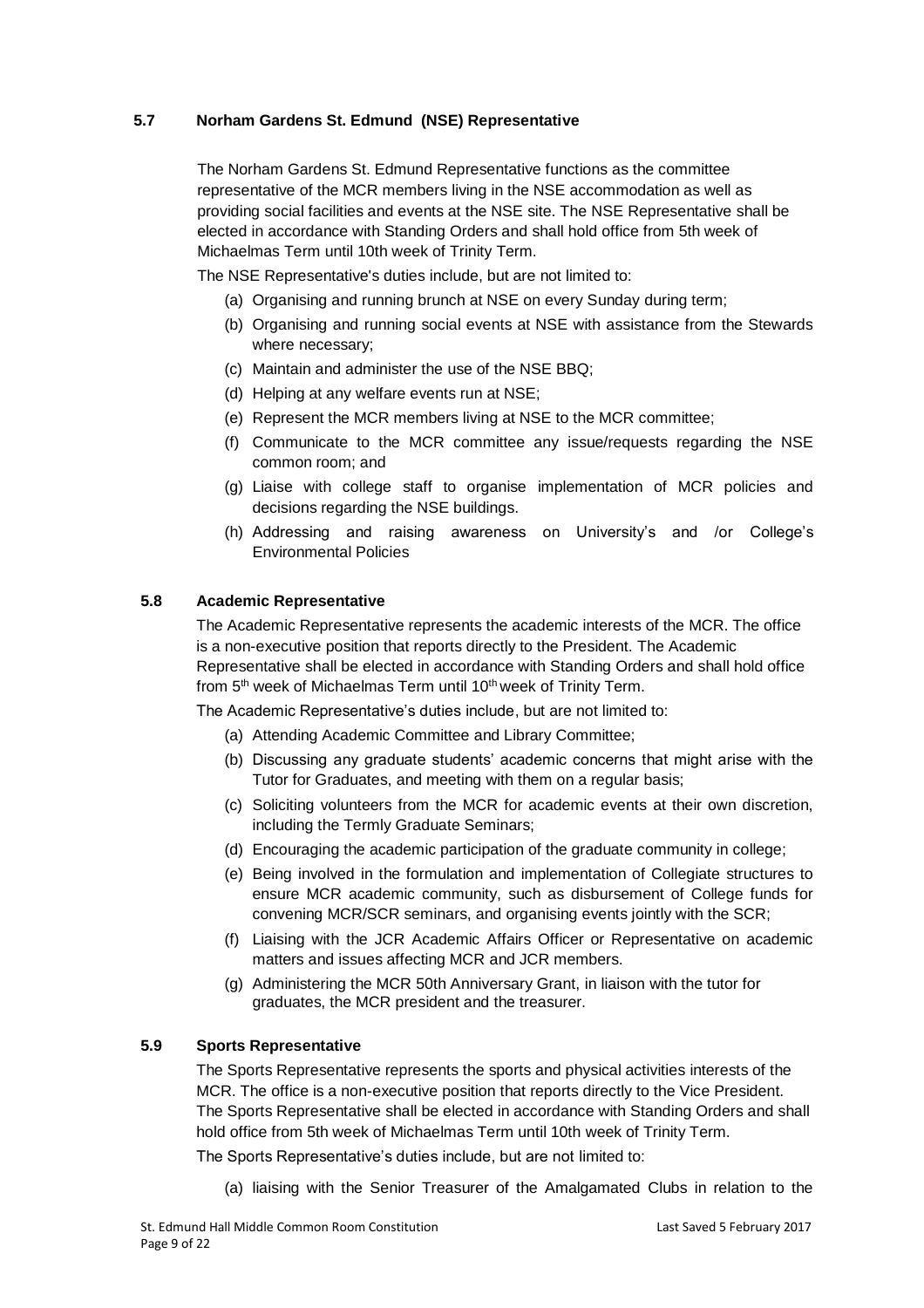### 5.7 Norham Gardens St. Edmund (NSE) Representative

The Norham Gardens St. Edmund Representative functions as the committee representative of the MCR members living in the NSE accommodation as well as providing social facilities and events at the NSE site. The NSE Representative shall be elected in accordance with Standing Orders and shall hold office from 5th week of Michaelmas Term until 10th week of Trinity Term.

The NSE Representative's duties include, but are not limited to:

(a) Organising and running brunch at NSE on every Sunday during term;

(b) Organising and running social events at NSE with assistance from the Stewards where necessary;

(c) Maintain and administer the use of the NSE BBQ;

(d) Helping at any welfare events run at NSE;

(e) Represent the MCR members living at NSE to the MCR committee;

(f) Communicate to the MCR committee any issue/requests regarding the NSE common room; and

(g) Liaise with college staff to organise implementation of MCR policies and decisions regarding the NSE buildings.

(h) Addressing and raising awareness on University's and /or College's Environmental Policies

### 5.8 Academic Representative

The Academic Representative represents the academic interests of the MCR. The office is a non-executive position that reports directly to the President. The Academic Representative shall be elected in accordance with Standing Orders and shall hold office from 5th week of Michaelmas Term until 10th week of Trinity Term.

The Academic Representative's duties include, but are not limited to:

(a) Attending Academic Committee and Library Committee;

(b) Discussing any graduate students' academic concerns that might arise with the Tutor for Graduates, and meeting with them on a regular basis;

(c) Soliciting volunteers from the MCR for academic events at their own discretion, including the Termly Graduate Seminars;

(d) Encouraging the academic participation of the graduate community in college;

(e) Being involved in the formulation and implementation of Collegiate structures to ensure MCR academic community, such as disbursement of College funds for convening MCR/SCR seminars, and organising events jointly with the SCR;

(f) Liaising with the JCR Academic Affairs Officer or Representative on academic matters and issues affecting MCR and JCR members.

(g) Administering the MCR 50th Anniversary Grant, in liaison with the tutor for graduates, the MCR president and the treasurer.

### 5.9 Sports Representative

The Sports Representative represents the sports and physical activities interests of the MCR. The office is a non-executive position that reports directly to the Vice President. The Sports Representative shall be elected in accordance with Standing Orders and shall hold office from 5th week of Michaelmas Term until 10th week of Trinity Term.

The Sports Representative's duties include, but are not limited to:

(a) liaising with the Senior Treasurer of the Amalgamated Clubs in relation to the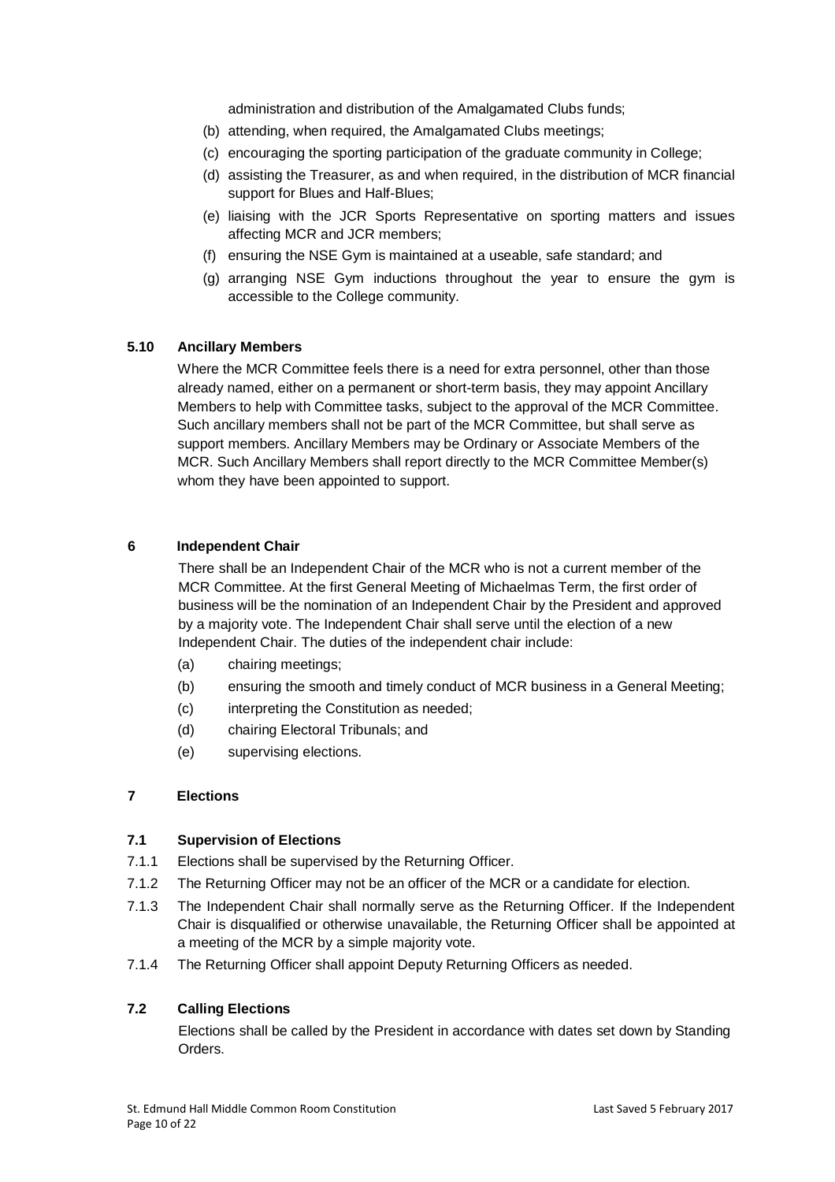administration and distribution of the Amalgamated Clubs funds;

(b) attending, when required, the Amalgamated Clubs meetings;

(c) encouraging the sporting participation of the graduate community in College;

(d) assisting the Treasurer, as and when required, in the distribution of MCR financial support for Blues and Half-Blues;

(e) liaising with the JCR Sports Representative on sporting matters and issues affecting MCR and JCR members;

(f) ensuring the NSE Gym is maintained at a useable, safe standard; and

(g) arranging NSE Gym inductions throughout the year to ensure the gym is accessible to the College community.

### 5.10 Ancillary Members

Where the MCR Committee feels there is a need for extra personnel, other than those already named, either on a permanent or short-term basis, they may appoint Ancillary Members to help with Committee tasks, subject to the approval of the MCR Committee. Such ancillary members shall not be part of the MCR Committee, but shall serve as support members. Ancillary Members may be Ordinary or Associate Members of the MCR. Such Ancillary Members shall report directly to the MCR Committee Member(s) whom they have been appointed to support.

## 6 Independent Chair

There shall be an Independent Chair of the MCR who is not a current member of the MCR Committee. At the first General Meeting of Michaelmas Term, the first order of business will be the nomination of an Independent Chair by the President and approved by a majority vote. The Independent Chair shall serve until the election of a new Independent Chair. The duties of the independent chair include:

(a) chairing meetings;

(b) ensuring the smooth and timely conduct of MCR business in a General Meeting;

(c) interpreting the Constitution as needed;

(d) chairing Electoral Tribunals; and

(e) supervising elections.

## 7 Elections

### 7.1 Supervision of Elections

7.1.1 Elections shall be supervised by the Returning Officer.

7.1.2 The Returning Officer may not be an officer of the MCR or a candidate for election.

7.1.3 The Independent Chair shall normally serve as the Returning Officer. If the Independent Chair is disqualified or otherwise unavailable, the Returning Officer shall be appointed at a meeting of the MCR by a simple majority vote.

7.1.4 The Returning Officer shall appoint Deputy Returning Officers as needed.

### 7.2 Calling Elections

Elections shall be called by the President in accordance with dates set down by Standing Orders.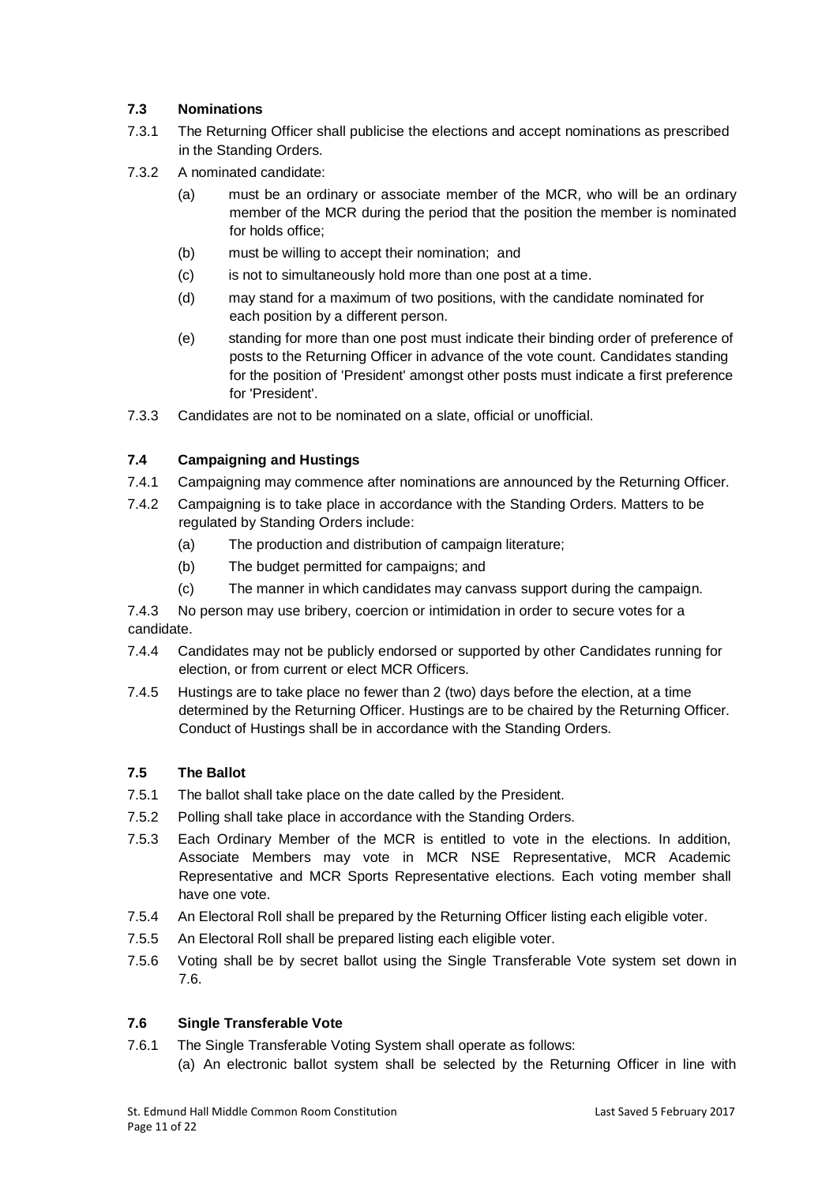### 7.3 Nominations

7.3.1 The Returning Officer shall publicise the elections and accept nominations as prescribed in the Standing Orders.

7.3.2 A nominated candidate:

- (a) must be an ordinary or associate member of the MCR, who will be an ordinary member of the MCR during the period that the position the member is nominated for holds office;
- (b) must be willing to accept their nomination; and
- (c) is not to simultaneously hold more than one post at a time.
- (d) may stand for a maximum of two positions, with the candidate nominated for each position by a different person.
- (e) standing for more than one post must indicate their binding order of preference of posts to the Returning Officer in advance of the vote count. Candidates standing for the position of 'President' amongst other posts must indicate a first preference for 'President'.

7.3.3 Candidates are not to be nominated on a slate, official or unofficial.

### 7.4 Campaigning and Hustings

7.4.1 Campaigning may commence after nominations are announced by the Returning Officer.

7.4.2 Campaigning is to take place in accordance with the Standing Orders. Matters to be regulated by Standing Orders include:

- (a) The production and distribution of campaign literature;
- (b) The budget permitted for campaigns; and
- (c) The manner in which candidates may canvass support during the campaign.

7.4.3 No person may use bribery, coercion or intimidation in order to secure votes for a candidate.

7.4.4 Candidates may not be publicly endorsed or supported by other Candidates running for election, or from current or elect MCR Officers.

7.4.5 Hustings are to take place no fewer than 2 (two) days before the election, at a time determined by the Returning Officer. Hustings are to be chaired by the Returning Officer. Conduct of Hustings shall be in accordance with the Standing Orders.

### 7.5 The Ballot

7.5.1 The ballot shall take place on the date called by the President.

7.5.2 Polling shall take place in accordance with the Standing Orders.

7.5.3 Each Ordinary Member of the MCR is entitled to vote in the elections. In addition, Associate Members may vote in MCR NSE Representative, MCR Academic Representative and MCR Sports Representative elections. Each voting member shall have one vote.

7.5.4 An Electoral Roll shall be prepared by the Returning Officer listing each eligible voter.

7.5.5 An Electoral Roll shall be prepared listing each eligible voter.

7.5.6 Voting shall be by secret ballot using the Single Transferable Vote system set down in 7.6.

### 7.6 Single Transferable Vote

7.6.1 The Single Transferable Voting System shall operate as follows:

(a) An electronic ballot system shall be selected by the Returning Officer in line with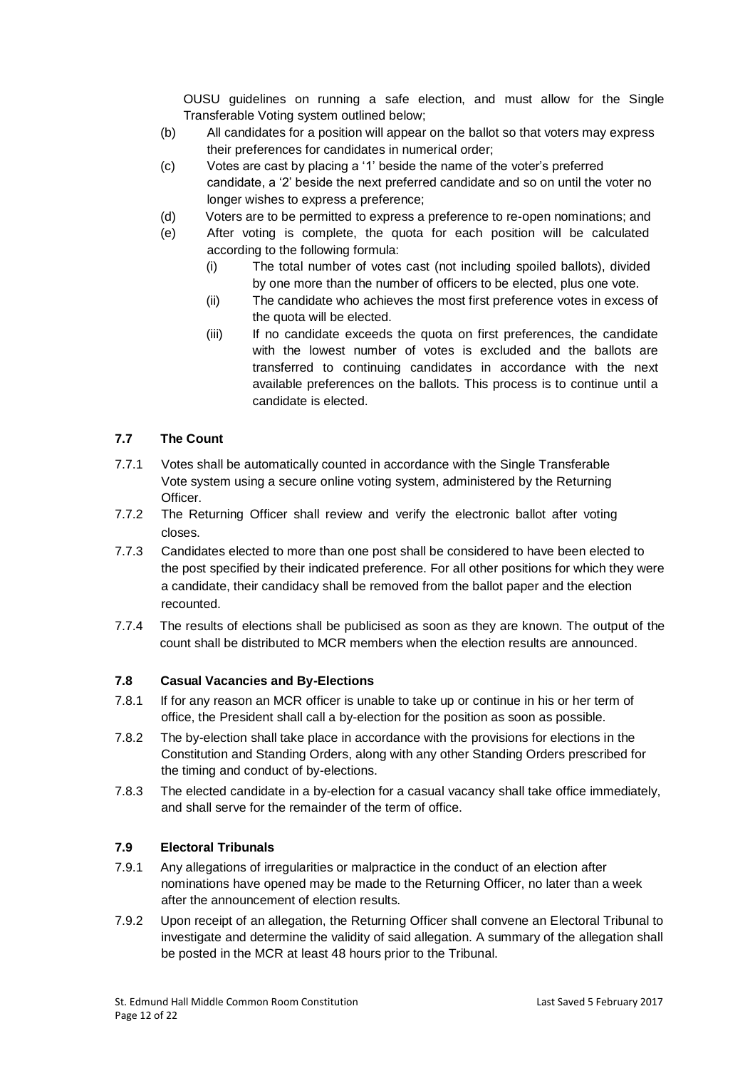OUSU guidelines on running a safe election, and must allow for the Single Transferable Voting system outlined below;

(b) All candidates for a position will appear on the ballot so that voters may express their preferences for candidates in numerical order;

(c) Votes are cast by placing a '1' beside the name of the voter's preferred candidate, a '2' beside the next preferred candidate and so on until the voter no longer wishes to express a preference;

(d) Voters are to be permitted to express a preference to re-open nominations; and

(e) After voting is complete, the quota for each position will be calculated according to the following formula:

  (i) The total number of votes cast (not including spoiled ballots), divided by one more than the number of officers to be elected, plus one vote.

  (ii) The candidate who achieves the most first preference votes in excess of the quota will be elected.

  (iii) If no candidate exceeds the quota on first preferences, the candidate with the lowest number of votes is excluded and the ballots are transferred to continuing candidates in accordance with the next available preferences on the ballots. This process is to continue until a candidate is elected.

### 7.7 The Count

7.7.1 Votes shall be automatically counted in accordance with the Single Transferable Vote system using a secure online voting system, administered by the Returning Officer.

7.7.2 The Returning Officer shall review and verify the electronic ballot after voting closes.

7.7.3 Candidates elected to more than one post shall be considered to have been elected to the post specified by their indicated preference. For all other positions for which they were a candidate, their candidacy shall be removed from the ballot paper and the election recounted.

7.7.4 The results of elections shall be publicised as soon as they are known. The output of the count shall be distributed to MCR members when the election results are announced.

### 7.8 Casual Vacancies and By-Elections

7.8.1 If for any reason an MCR officer is unable to take up or continue in his or her term of office, the President shall call a by-election for the position as soon as possible.

7.8.2 The by-election shall take place in accordance with the provisions for elections in the Constitution and Standing Orders, along with any other Standing Orders prescribed for the timing and conduct of by-elections.

7.8.3 The elected candidate in a by-election for a casual vacancy shall take office immediately, and shall serve for the remainder of the term of office.

### 7.9 Electoral Tribunals

7.9.1 Any allegations of irregularities or malpractice in the conduct of an election after nominations have opened may be made to the Returning Officer, no later than a week after the announcement of election results.

7.9.2 Upon receipt of an allegation, the Returning Officer shall convene an Electoral Tribunal to investigate and determine the validity of said allegation. A summary of the allegation shall be posted in the MCR at least 48 hours prior to the Tribunal.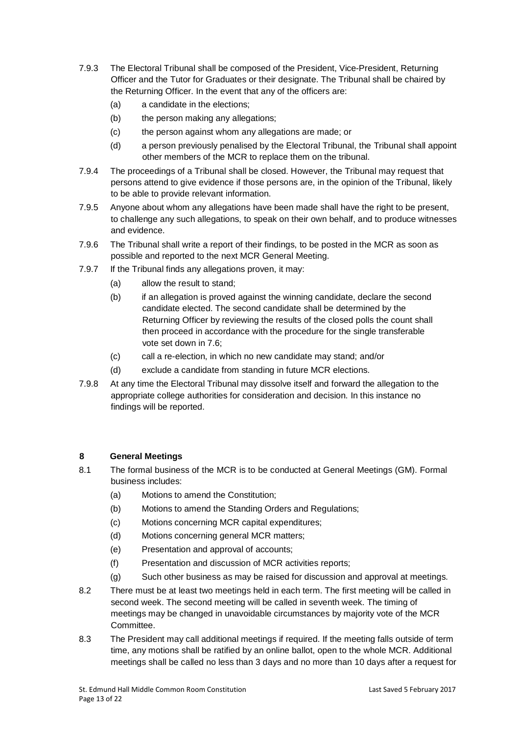7.9.3 The Electoral Tribunal shall be composed of the President, Vice-President, Returning Officer and the Tutor for Graduates or their designate. The Tribunal shall be chaired by the Returning Officer. In the event that any of the officers are:

- (a) a candidate in the elections;
- (b) the person making any allegations;
- (c) the person against whom any allegations are made; or
- (d) a person previously penalised by the Electoral Tribunal, the Tribunal shall appoint other members of the MCR to replace them on the tribunal.

7.9.4 The proceedings of a Tribunal shall be closed. However, the Tribunal may request that persons attend to give evidence if those persons are, in the opinion of the Tribunal, likely to be able to provide relevant information.

7.9.5 Anyone about whom any allegations have been made shall have the right to be present, to challenge any such allegations, to speak on their own behalf, and to produce witnesses and evidence.

7.9.6 The Tribunal shall write a report of their findings, to be posted in the MCR as soon as possible and reported to the next MCR General Meeting.

7.9.7 If the Tribunal finds any allegations proven, it may:

- (a) allow the result to stand;
- (b) if an allegation is proved against the winning candidate, declare the second candidate elected. The second candidate shall be determined by the Returning Officer by reviewing the results of the closed polls the count shall then proceed in accordance with the procedure for the single transferable vote set down in 7.6;
- (c) call a re-election, in which no new candidate may stand; and/or
- (d) exclude a candidate from standing in future MCR elections.

7.9.8 At any time the Electoral Tribunal may dissolve itself and forward the allegation to the appropriate college authorities for consideration and decision. In this instance no findings will be reported.

## 8 General Meetings

8.1 The formal business of the MCR is to be conducted at General Meetings (GM). Formal business includes:

- (a) Motions to amend the Constitution;
- (b) Motions to amend the Standing Orders and Regulations;
- (c) Motions concerning MCR capital expenditures;
- (d) Motions concerning general MCR matters;
- (e) Presentation and approval of accounts;
- (f) Presentation and discussion of MCR activities reports;
- (g) Such other business as may be raised for discussion and approval at meetings.

8.2 There must be at least two meetings held in each term. The first meeting will be called in second week. The second meeting will be called in seventh week. The timing of meetings may be changed in unavoidable circumstances by majority vote of the MCR Committee.

8.3 The President may call additional meetings if required. If the meeting falls outside of term time, any motions shall be ratified by an online ballot, open to the whole MCR. Additional meetings shall be called no less than 3 days and no more than 10 days after a request for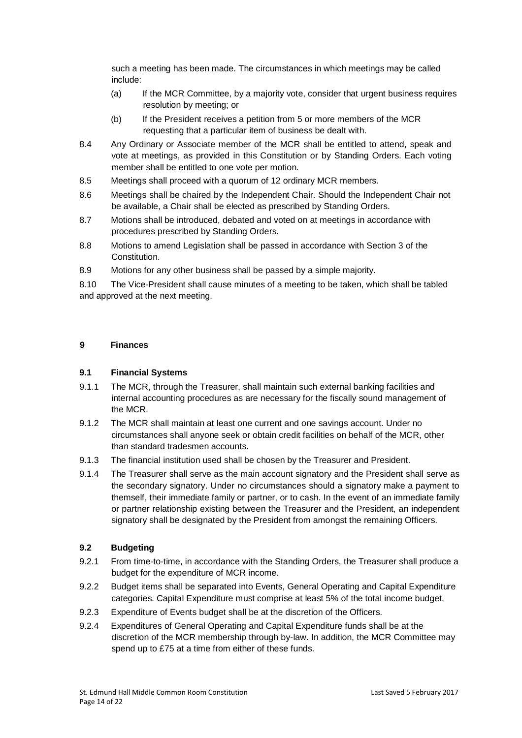such a meeting has been made. The circumstances in which meetings may be called include:

(a) If the MCR Committee, by a majority vote, consider that urgent business requires resolution by meeting; or

(b) If the President receives a petition from 5 or more members of the MCR requesting that a particular item of business be dealt with.

8.4 Any Ordinary or Associate member of the MCR shall be entitled to attend, speak and vote at meetings, as provided in this Constitution or by Standing Orders. Each voting member shall be entitled to one vote per motion.

8.5 Meetings shall proceed with a quorum of 12 ordinary MCR members.

8.6 Meetings shall be chaired by the Independent Chair. Should the Independent Chair not be available, a Chair shall be elected as prescribed by Standing Orders.

8.7 Motions shall be introduced, debated and voted on at meetings in accordance with procedures prescribed by Standing Orders.

8.8 Motions to amend Legislation shall be passed in accordance with Section 3 of the Constitution.

8.9 Motions for any other business shall be passed by a simple majority.

8.10 The Vice-President shall cause minutes of a meeting to be taken, which shall be tabled and approved at the next meeting.

## 9 Finances

### 9.1 Financial Systems

9.1.1 The MCR, through the Treasurer, shall maintain such external banking facilities and internal accounting procedures as are necessary for the fiscally sound management of the MCR.

9.1.2 The MCR shall maintain at least one current and one savings account. Under no circumstances shall anyone seek or obtain credit facilities on behalf of the MCR, other than standard tradesmen accounts.

9.1.3 The financial institution used shall be chosen by the Treasurer and President.

9.1.4 The Treasurer shall serve as the main account signatory and the President shall serve as the secondary signatory. Under no circumstances should a signatory make a payment to themself, their immediate family or partner, or to cash. In the event of an immediate family or partner relationship existing between the Treasurer and the President, an independent signatory shall be designated by the President from amongst the remaining Officers.

### 9.2 Budgeting

9.2.1 From time-to-time, in accordance with the Standing Orders, the Treasurer shall produce a budget for the expenditure of MCR income.

9.2.2 Budget items shall be separated into Events, General Operating and Capital Expenditure categories. Capital Expenditure must comprise at least 5% of the total income budget.

9.2.3 Expenditure of Events budget shall be at the discretion of the Officers.

9.2.4 Expenditures of General Operating and Capital Expenditure funds shall be at the discretion of the MCR membership through by-law. In addition, the MCR Committee may spend up to £75 at a time from either of these funds.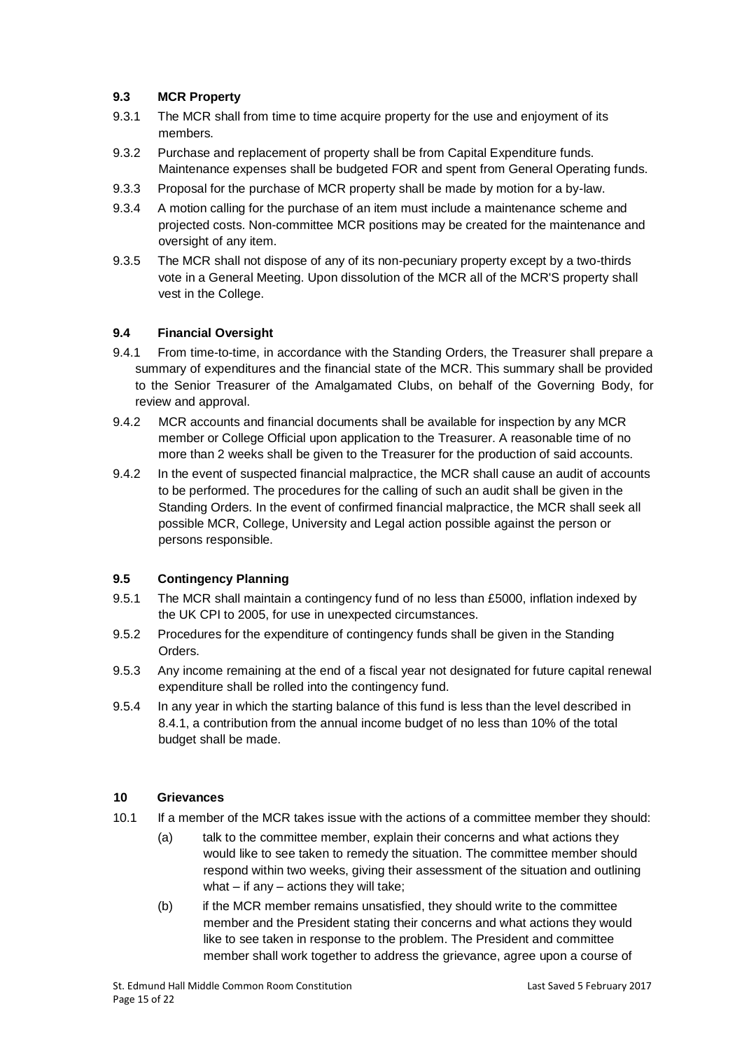### 9.3 MCR Property

9.3.1 The MCR shall from time to time acquire property for the use and enjoyment of its members.

9.3.2 Purchase and replacement of property shall be from Capital Expenditure funds. Maintenance expenses shall be budgeted FOR and spent from General Operating funds.

9.3.3 Proposal for the purchase of MCR property shall be made by motion for a by-law.

9.3.4 A motion calling for the purchase of an item must include a maintenance scheme and projected costs. Non-committee MCR positions may be created for the maintenance and oversight of any item.

9.3.5 The MCR shall not dispose of any of its non-pecuniary property except by a two-thirds vote in a General Meeting. Upon dissolution of the MCR all of the MCR'S property shall vest in the College.

### 9.4 Financial Oversight

9.4.1 From time-to-time, in accordance with the Standing Orders, the Treasurer shall prepare a summary of expenditures and the financial state of the MCR. This summary shall be provided to the Senior Treasurer of the Amalgamated Clubs, on behalf of the Governing Body, for review and approval.

9.4.2 MCR accounts and financial documents shall be available for inspection by any MCR member or College Official upon application to the Treasurer. A reasonable time of no more than 2 weeks shall be given to the Treasurer for the production of said accounts.

9.4.2 In the event of suspected financial malpractice, the MCR shall cause an audit of accounts to be performed. The procedures for the calling of such an audit shall be given in the Standing Orders. In the event of confirmed financial malpractice, the MCR shall seek all possible MCR, College, University and Legal action possible against the person or persons responsible.

### 9.5 Contingency Planning

9.5.1 The MCR shall maintain a contingency fund of no less than £5000, inflation indexed by the UK CPI to 2005, for use in unexpected circumstances.

9.5.2 Procedures for the expenditure of contingency funds shall be given in the Standing Orders.

9.5.3 Any income remaining at the end of a fiscal year not designated for future capital renewal expenditure shall be rolled into the contingency fund.

9.5.4 In any year in which the starting balance of this fund is less than the level described in 8.4.1, a contribution from the annual income budget of no less than 10% of the total budget shall be made.

## 10 Grievances

10.1 If a member of the MCR takes issue with the actions of a committee member they should:

(a) talk to the committee member, explain their concerns and what actions they would like to see taken to remedy the situation. The committee member should respond within two weeks, giving their assessment of the situation and outlining what – if any – actions they will take;

(b) if the MCR member remains unsatisfied, they should write to the committee member and the President stating their concerns and what actions they would like to see taken in response to the problem. The President and committee member shall work together to address the grievance, agree upon a course of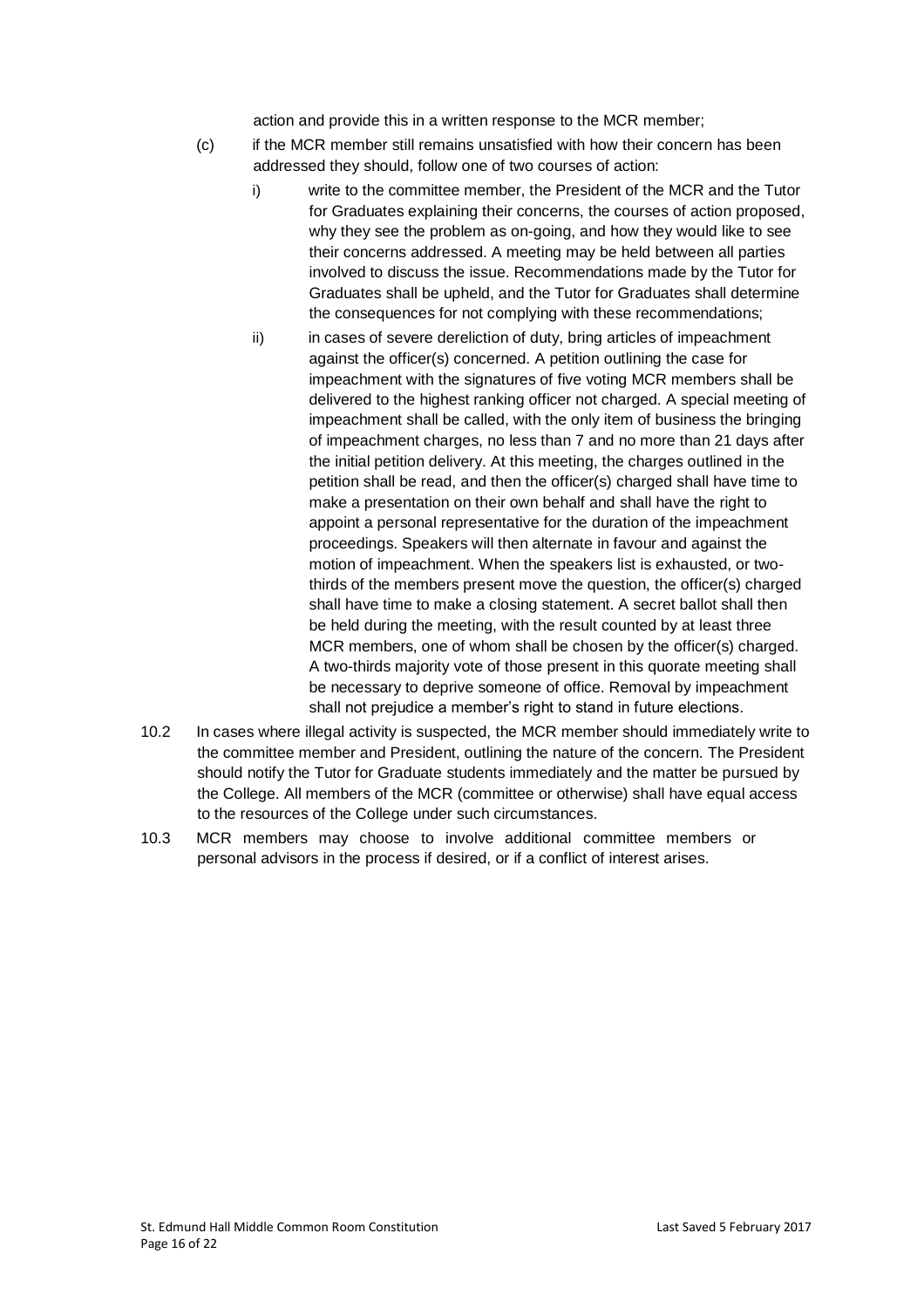action and provide this in a written response to the MCR member;

(c) if the MCR member still remains unsatisfied with how their concern has been addressed they should, follow one of two courses of action:

   i) write to the committee member, the President of the MCR and the Tutor for Graduates explaining their concerns, the courses of action proposed, why they see the problem as on-going, and how they would like to see their concerns addressed. A meeting may be held between all parties involved to discuss the issue. Recommendations made by the Tutor for Graduates shall be upheld, and the Tutor for Graduates shall determine the consequences for not complying with these recommendations;

   ii) in cases of severe dereliction of duty, bring articles of impeachment against the officer(s) concerned. A petition outlining the case for impeachment with the signatures of five voting MCR members shall be delivered to the highest ranking officer not charged. A special meeting of impeachment shall be called, with the only item of business the bringing of impeachment charges, no less than 7 and no more than 21 days after the initial petition delivery. At this meeting, the charges outlined in the petition shall be read, and then the officer(s) charged shall have time to make a presentation on their own behalf and shall have the right to appoint a personal representative for the duration of the impeachment proceedings. Speakers will then alternate in favour and against the motion of impeachment. When the speakers list is exhausted, or two-thirds of the members present move the question, the officer(s) charged shall have time to make a closing statement. A secret ballot shall then be held during the meeting, with the result counted by at least three MCR members, one of whom shall be chosen by the officer(s) charged. A two-thirds majority vote of those present in this quorate meeting shall be necessary to deprive someone of office. Removal by impeachment shall not prejudice a member's right to stand in future elections.

10.2 In cases where illegal activity is suspected, the MCR member should immediately write to the committee member and President, outlining the nature of the concern. The President should notify the Tutor for Graduate students immediately and the matter be pursued by the College. All members of the MCR (committee or otherwise) shall have equal access to the resources of the College under such circumstances.

10.3 MCR members may choose to involve additional committee members or personal advisors in the process if desired, or if a conflict of interest arises.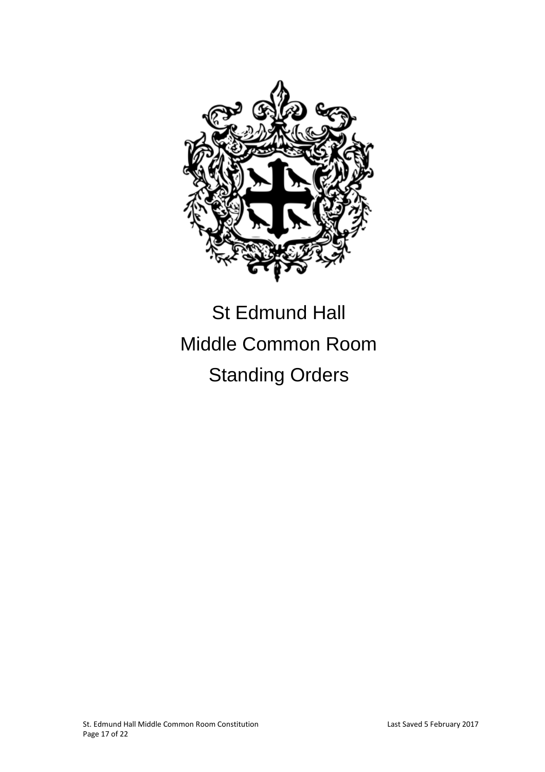# St Edmund Hall
# Middle Common Room
# Standing Orders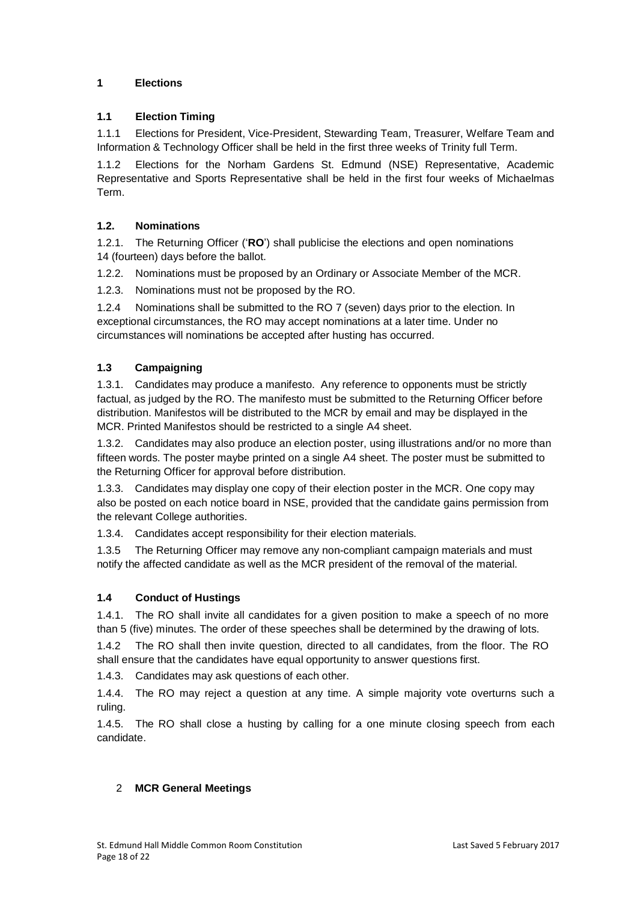# 1 Elections

## 1.1 Election Timing

1.1.1 Elections for President, Vice-President, Stewarding Team, Treasurer, Welfare Team and Information & Technology Officer shall be held in the first three weeks of Trinity full Term.

1.1.2 Elections for the Norham Gardens St. Edmund (NSE) Representative, Academic Representative and Sports Representative shall be held in the first four weeks of Michaelmas Term.

## 1.2. Nominations

1.2.1. The Returning Officer ('**RO**') shall publicise the elections and open nominations 14 (fourteen) days before the ballot.

1.2.2. Nominations must be proposed by an Ordinary or Associate Member of the MCR.

1.2.3. Nominations must not be proposed by the RO.

1.2.4 Nominations shall be submitted to the RO 7 (seven) days prior to the election. In exceptional circumstances, the RO may accept nominations at a later time. Under no circumstances will nominations be accepted after husting has occurred.

## 1.3 Campaigning

1.3.1. Candidates may produce a manifesto. Any reference to opponents must be strictly factual, as judged by the RO. The manifesto must be submitted to the Returning Officer before distribution. Manifestos will be distributed to the MCR by email and may be displayed in the MCR. Printed Manifestos should be restricted to a single A4 sheet.

1.3.2. Candidates may also produce an election poster, using illustrations and/or no more than fifteen words. The poster maybe printed on a single A4 sheet. The poster must be submitted to the Returning Officer for approval before distribution.

1.3.3. Candidates may display one copy of their election poster in the MCR. One copy may also be posted on each notice board in NSE, provided that the candidate gains permission from the relevant College authorities.

1.3.4. Candidates accept responsibility for their election materials.

1.3.5 The Returning Officer may remove any non-compliant campaign materials and must notify the affected candidate as well as the MCR president of the removal of the material.

## 1.4 Conduct of Hustings

1.4.1. The RO shall invite all candidates for a given position to make a speech of no more than 5 (five) minutes. The order of these speeches shall be determined by the drawing of lots.

1.4.2 The RO shall then invite question, directed to all candidates, from the floor. The RO shall ensure that the candidates have equal opportunity to answer questions first.

1.4.3. Candidates may ask questions of each other.

1.4.4. The RO may reject a question at any time. A simple majority vote overturns such a ruling.

1.4.5. The RO shall close a husting by calling for a one minute closing speech from each candidate.

# 2 MCR General Meetings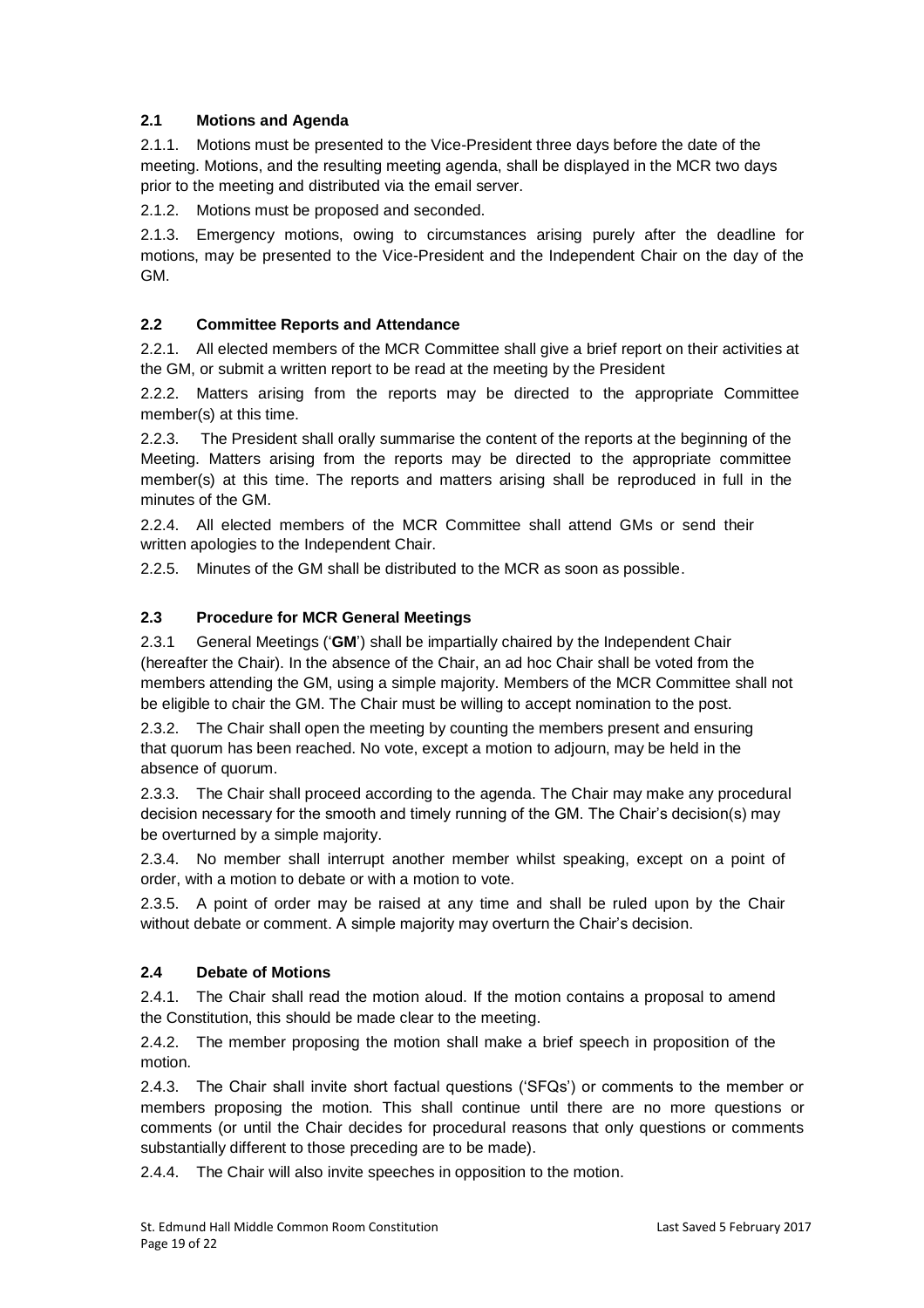### 2.1 Motions and Agenda

2.1.1. Motions must be presented to the Vice-President three days before the date of the meeting. Motions, and the resulting meeting agenda, shall be displayed in the MCR two days prior to the meeting and distributed via the email server.

2.1.2. Motions must be proposed and seconded.

2.1.3. Emergency motions, owing to circumstances arising purely after the deadline for motions, may be presented to the Vice-President and the Independent Chair on the day of the GM.

### 2.2 Committee Reports and Attendance

2.2.1. All elected members of the MCR Committee shall give a brief report on their activities at the GM, or submit a written report to be read at the meeting by the President

2.2.2. Matters arising from the reports may be directed to the appropriate Committee member(s) at this time.

2.2.3. The President shall orally summarise the content of the reports at the beginning of the Meeting. Matters arising from the reports may be directed to the appropriate committee member(s) at this time. The reports and matters arising shall be reproduced in full in the minutes of the GM.

2.2.4. All elected members of the MCR Committee shall attend GMs or send their written apologies to the Independent Chair.

2.2.5. Minutes of the GM shall be distributed to the MCR as soon as possible.

### 2.3 Procedure for MCR General Meetings

2.3.1 General Meetings ('**GM**') shall be impartially chaired by the Independent Chair (hereafter the Chair). In the absence of the Chair, an ad hoc Chair shall be voted from the members attending the GM, using a simple majority. Members of the MCR Committee shall not be eligible to chair the GM. The Chair must be willing to accept nomination to the post.

2.3.2. The Chair shall open the meeting by counting the members present and ensuring that quorum has been reached. No vote, except a motion to adjourn, may be held in the absence of quorum.

2.3.3. The Chair shall proceed according to the agenda. The Chair may make any procedural decision necessary for the smooth and timely running of the GM. The Chair's decision(s) may be overturned by a simple majority.

2.3.4. No member shall interrupt another member whilst speaking, except on a point of order, with a motion to debate or with a motion to vote.

2.3.5. A point of order may be raised at any time and shall be ruled upon by the Chair without debate or comment. A simple majority may overturn the Chair's decision.

### 2.4 Debate of Motions

2.4.1. The Chair shall read the motion aloud. If the motion contains a proposal to amend the Constitution, this should be made clear to the meeting.

2.4.2. The member proposing the motion shall make a brief speech in proposition of the motion.

2.4.3. The Chair shall invite short factual questions ('SFQs') or comments to the member or members proposing the motion. This shall continue until there are no more questions or comments (or until the Chair decides for procedural reasons that only questions or comments substantially different to those preceding are to be made).

2.4.4. The Chair will also invite speeches in opposition to the motion.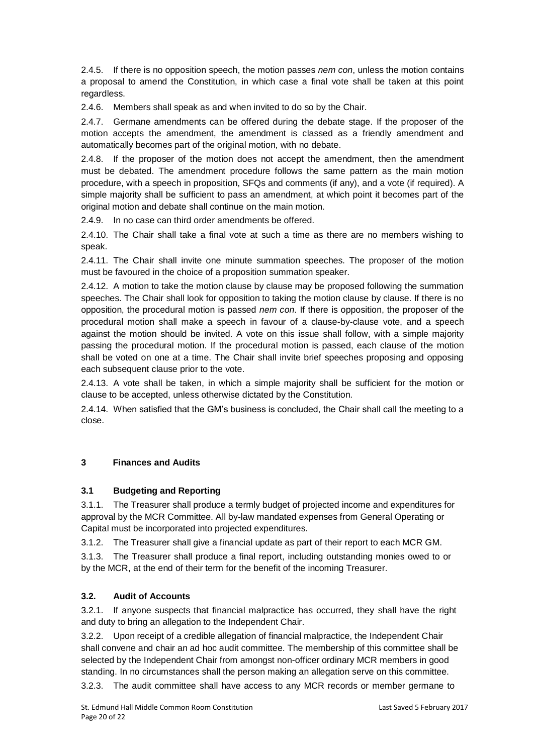2.4.5. If there is no opposition speech, the motion passes *nem con*, unless the motion contains a proposal to amend the Constitution, in which case a final vote shall be taken at this point regardless.

2.4.6. Members shall speak as and when invited to do so by the Chair.

2.4.7. Germane amendments can be offered during the debate stage. If the proposer of the motion accepts the amendment, the amendment is classed as a friendly amendment and automatically becomes part of the original motion, with no debate.

2.4.8. If the proposer of the motion does not accept the amendment, then the amendment must be debated. The amendment procedure follows the same pattern as the main motion procedure, with a speech in proposition, SFQs and comments (if any), and a vote (if required). A simple majority shall be sufficient to pass an amendment, at which point it becomes part of the original motion and debate shall continue on the main motion.

2.4.9. In no case can third order amendments be offered.

2.4.10. The Chair shall take a final vote at such a time as there are no members wishing to speak.

2.4.11. The Chair shall invite one minute summation speeches. The proposer of the motion must be favoured in the choice of a proposition summation speaker.

2.4.12. A motion to take the motion clause by clause may be proposed following the summation speeches. The Chair shall look for opposition to taking the motion clause by clause. If there is no opposition, the procedural motion is passed *nem con*. If there is opposition, the proposer of the procedural motion shall make a speech in favour of a clause-by-clause vote, and a speech against the motion should be invited. A vote on this issue shall follow, with a simple majority passing the procedural motion. If the procedural motion is passed, each clause of the motion shall be voted on one at a time. The Chair shall invite brief speeches proposing and opposing each subsequent clause prior to the vote.

2.4.13. A vote shall be taken, in which a simple majority shall be sufficient for the motion or clause to be accepted, unless otherwise dictated by the Constitution.

2.4.14. When satisfied that the GM's business is concluded, the Chair shall call the meeting to a close.

## 3 Finances and Audits

### 3.1 Budgeting and Reporting

3.1.1. The Treasurer shall produce a termly budget of projected income and expenditures for approval by the MCR Committee. All by-law mandated expenses from General Operating or Capital must be incorporated into projected expenditures.

3.1.2. The Treasurer shall give a financial update as part of their report to each MCR GM.

3.1.3. The Treasurer shall produce a final report, including outstanding monies owed to or by the MCR, at the end of their term for the benefit of the incoming Treasurer.

### 3.2. Audit of Accounts

3.2.1. If anyone suspects that financial malpractice has occurred, they shall have the right and duty to bring an allegation to the Independent Chair.

3.2.2. Upon receipt of a credible allegation of financial malpractice, the Independent Chair shall convene and chair an ad hoc audit committee. The membership of this committee shall be selected by the Independent Chair from amongst non-officer ordinary MCR members in good standing. In no circumstances shall the person making an allegation serve on this committee.

3.2.3. The audit committee shall have access to any MCR records or member germane to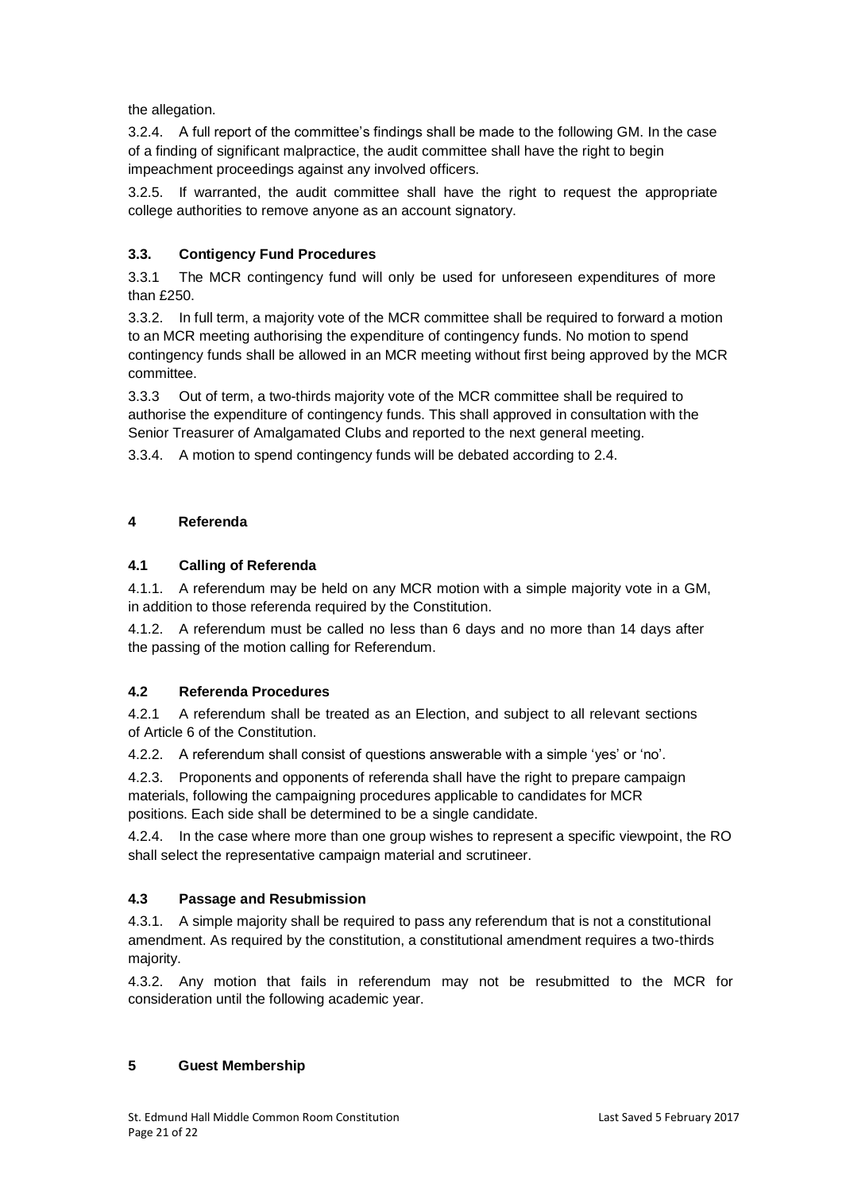the allegation.

3.2.4. A full report of the committee's findings shall be made to the following GM. In the case of a finding of significant malpractice, the audit committee shall have the right to begin impeachment proceedings against any involved officers.

3.2.5. If warranted, the audit committee shall have the right to request the appropriate college authorities to remove anyone as an account signatory.

### 3.3. Contigency Fund Procedures

3.3.1 The MCR contingency fund will only be used for unforeseen expenditures of more than £250.

3.3.2. In full term, a majority vote of the MCR committee shall be required to forward a motion to an MCR meeting authorising the expenditure of contingency funds. No motion to spend contingency funds shall be allowed in an MCR meeting without first being approved by the MCR committee.

3.3.3 Out of term, a two-thirds majority vote of the MCR committee shall be required to authorise the expenditure of contingency funds. This shall approved in consultation with the Senior Treasurer of Amalgamated Clubs and reported to the next general meeting.

3.3.4. A motion to spend contingency funds will be debated according to 2.4.

## 4 Referenda

### 4.1 Calling of Referenda

4.1.1. A referendum may be held on any MCR motion with a simple majority vote in a GM, in addition to those referenda required by the Constitution.

4.1.2. A referendum must be called no less than 6 days and no more than 14 days after the passing of the motion calling for Referendum.

### 4.2 Referenda Procedures

4.2.1 A referendum shall be treated as an Election, and subject to all relevant sections of Article 6 of the Constitution.

4.2.2. A referendum shall consist of questions answerable with a simple 'yes' or 'no'.

4.2.3. Proponents and opponents of referenda shall have the right to prepare campaign materials, following the campaigning procedures applicable to candidates for MCR positions. Each side shall be determined to be a single candidate.

4.2.4. In the case where more than one group wishes to represent a specific viewpoint, the RO shall select the representative campaign material and scrutineer.

### 4.3 Passage and Resubmission

4.3.1. A simple majority shall be required to pass any referendum that is not a constitutional amendment. As required by the constitution, a constitutional amendment requires a two-thirds majority.

4.3.2. Any motion that fails in referendum may not be resubmitted to the MCR for consideration until the following academic year.

## 5 Guest Membership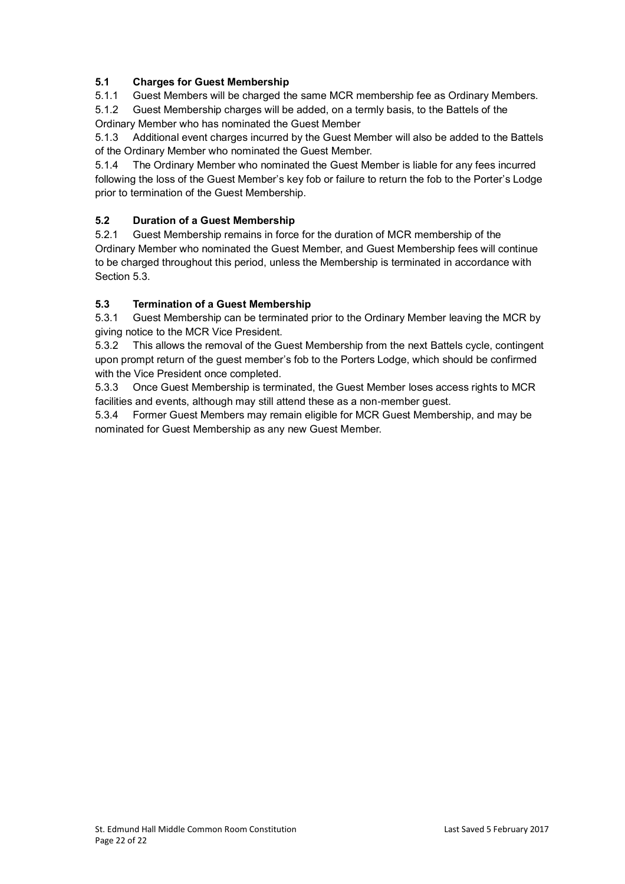### 5.1 Charges for Guest Membership

5.1.1 Guest Members will be charged the same MCR membership fee as Ordinary Members.

5.1.2 Guest Membership charges will be added, on a termly basis, to the Battels of the Ordinary Member who has nominated the Guest Member

5.1.3 Additional event charges incurred by the Guest Member will also be added to the Battels of the Ordinary Member who nominated the Guest Member.

5.1.4 The Ordinary Member who nominated the Guest Member is liable for any fees incurred following the loss of the Guest Member's key fob or failure to return the fob to the Porter's Lodge prior to termination of the Guest Membership.

### 5.2 Duration of a Guest Membership

5.2.1 Guest Membership remains in force for the duration of MCR membership of the Ordinary Member who nominated the Guest Member, and Guest Membership fees will continue to be charged throughout this period, unless the Membership is terminated in accordance with Section 5.3.

### 5.3 Termination of a Guest Membership

5.3.1 Guest Membership can be terminated prior to the Ordinary Member leaving the MCR by giving notice to the MCR Vice President.

5.3.2 This allows the removal of the Guest Membership from the next Battels cycle, contingent upon prompt return of the guest member's fob to the Porters Lodge, which should be confirmed with the Vice President once completed.

5.3.3 Once Guest Membership is terminated, the Guest Member loses access rights to MCR facilities and events, although may still attend these as a non-member guest.

5.3.4 Former Guest Members may remain eligible for MCR Guest Membership, and may be nominated for Guest Membership as any new Guest Member.